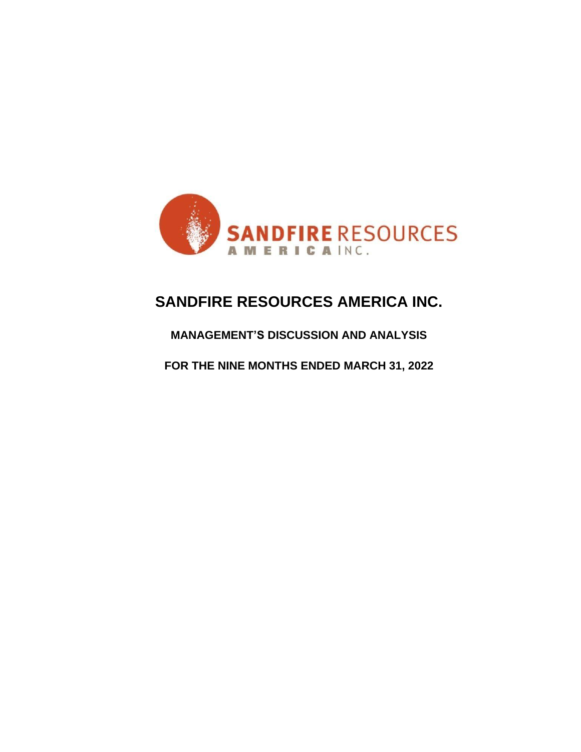# SANDFIRE RESOURCES AMERICA INC.

**MANAGEMENT'S DISCUSSION AND ANALYSIS**

**FOR THE NINE MONTHS ENDED MARCH 31, 2022**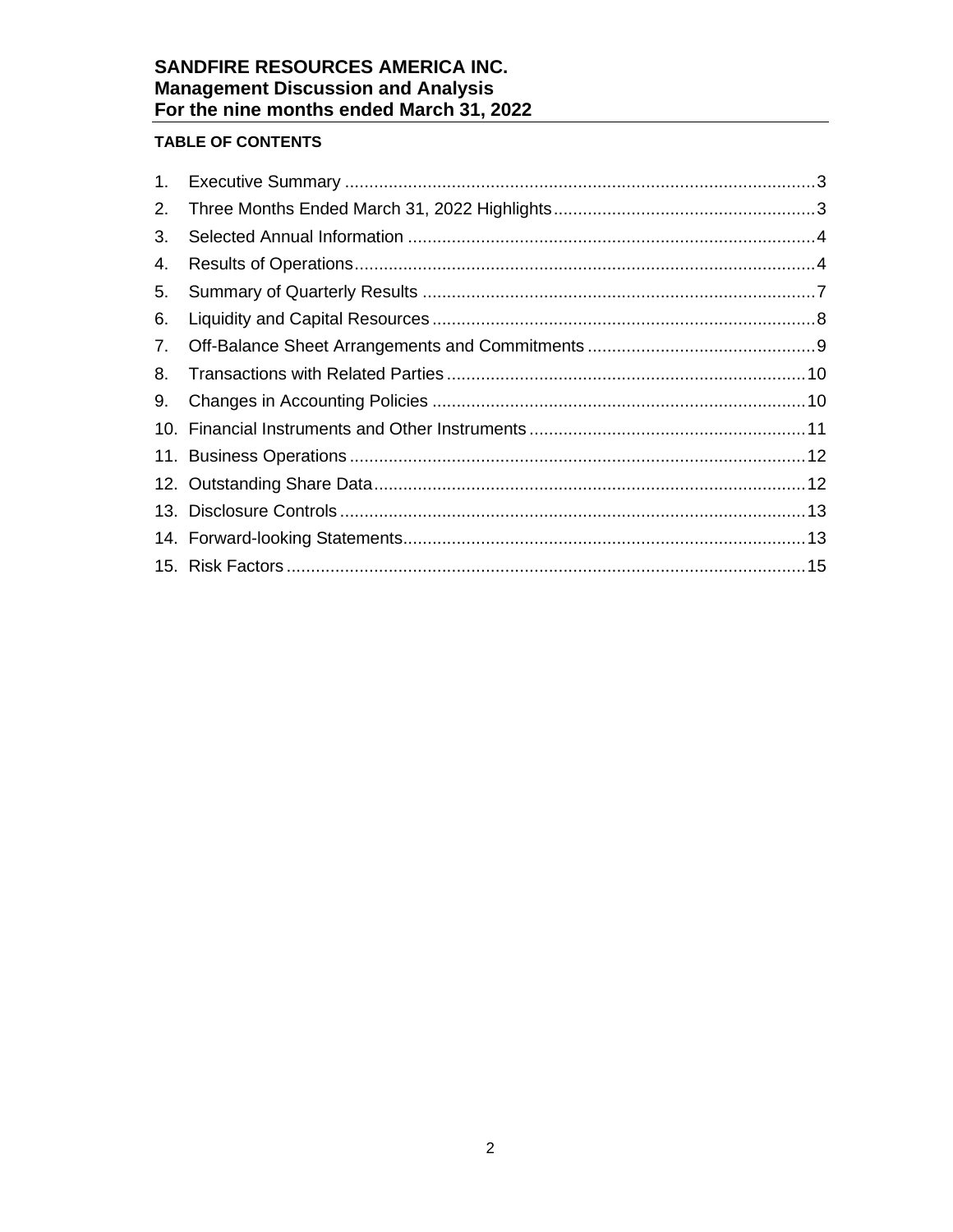# SANDFIRE RESOURCES AMERICA INC.
## Management Discussion and Analysis
## For the nine months ended March 31, 2022

**TABLE OF CONTENTS**

1. Executive Summary ........................................ 3
2. Three Months Ended March 31, 2022 Highlights ........................................ 3
3. Selected Annual Information ........................................ 4
4. Results of Operations ........................................ 4
5. Summary of Quarterly Results ........................................ 7
6. Liquidity and Capital Resources ........................................ 8
7. Off-Balance Sheet Arrangements and Commitments ........................................ 9
8. Transactions with Related Parties ........................................ 10
9. Changes in Accounting Policies ........................................ 10
10. Financial Instruments and Other Instruments ........................................ 11
11. Business Operations ........................................ 12
12. Outstanding Share Data ........................................ 12
13. Disclosure Controls ........................................ 13
14. Forward-looking Statements ........................................ 13
15. Risk Factors ........................................ 15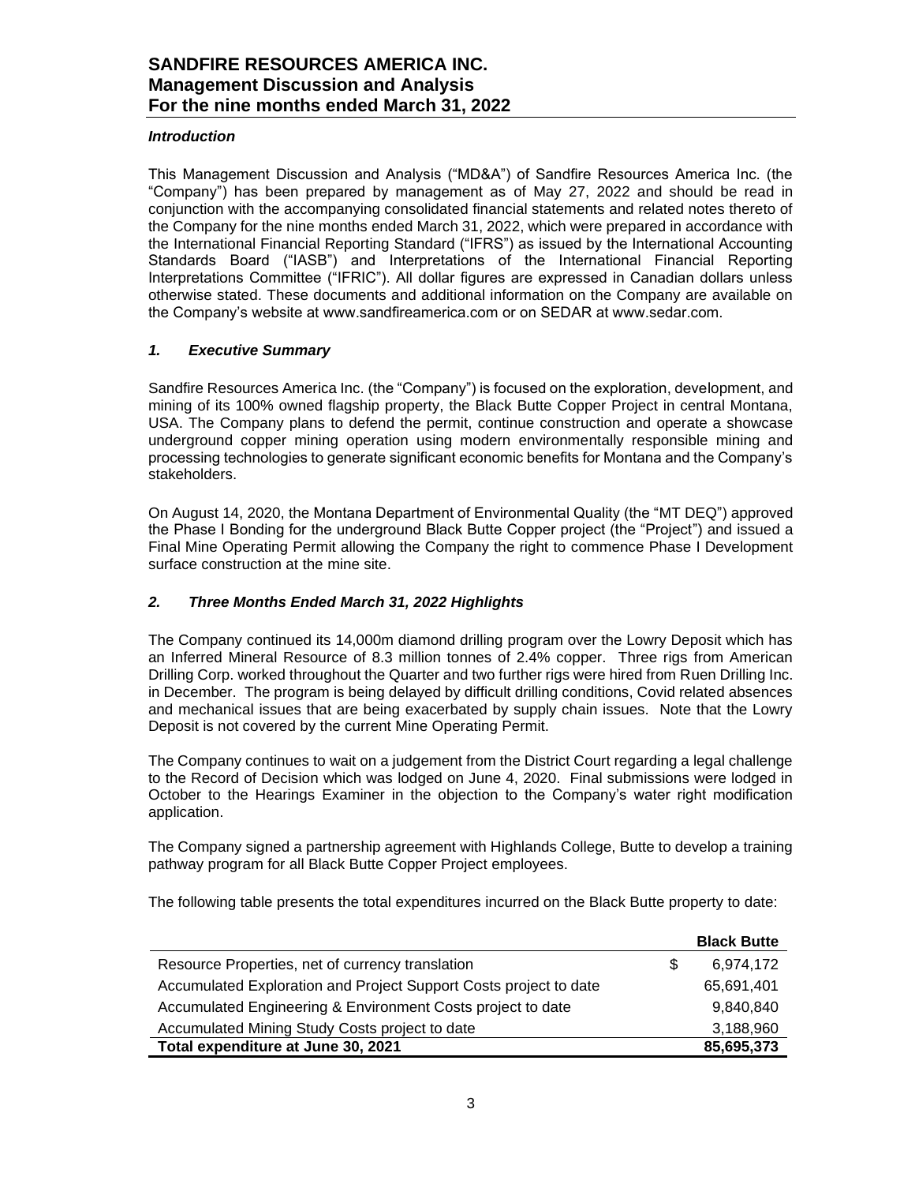### *Introduction*

This Management Discussion and Analysis ("MD&A") of Sandfire Resources America Inc. (the "Company") has been prepared by management as of May 27, 2022 and should be read in conjunction with the accompanying consolidated financial statements and related notes thereto of the Company for the nine months ended March 31, 2022, which were prepared in accordance with the International Financial Reporting Standard ("IFRS") as issued by the International Accounting Standards Board ("IASB") and Interpretations of the International Financial Reporting Interpretations Committee ("IFRIC"). All dollar figures are expressed in Canadian dollars unless otherwise stated. These documents and additional information on the Company are available on the Company's website at www.sandfireamerica.com or on SEDAR at www.sedar.com.

### *1. Executive Summary*

Sandfire Resources America Inc. (the "Company") is focused on the exploration, development, and mining of its 100% owned flagship property, the Black Butte Copper Project in central Montana, USA. The Company plans to defend the permit, continue construction and operate a showcase underground copper mining operation using modern environmentally responsible mining and processing technologies to generate significant economic benefits for Montana and the Company's stakeholders.

On August 14, 2020, the Montana Department of Environmental Quality (the "MT DEQ") approved the Phase I Bonding for the underground Black Butte Copper project (the "Project") and issued a Final Mine Operating Permit allowing the Company the right to commence Phase I Development surface construction at the mine site.

### *2. Three Months Ended March 31, 2022 Highlights*

The Company continued its 14,000m diamond drilling program over the Lowry Deposit which has an Inferred Mineral Resource of 8.3 million tonnes of 2.4% copper. Three rigs from American Drilling Corp. worked throughout the Quarter and two further rigs were hired from Ruen Drilling Inc. in December. The program is being delayed by difficult drilling conditions, Covid related absences and mechanical issues that are being exacerbated by supply chain issues. Note that the Lowry Deposit is not covered by the current Mine Operating Permit.

The Company continues to wait on a judgement from the District Court regarding a legal challenge to the Record of Decision which was lodged on June 4, 2020. Final submissions were lodged in October to the Hearings Examiner in the objection to the Company's water right modification application.

The Company signed a partnership agreement with Highlands College, Butte to develop a training pathway program for all Black Butte Copper Project employees.

The following table presents the total expenditures incurred on the Black Butte property to date:

| | Black Butte |
|---|---|
| Resource Properties, net of currency translation | $ 6,974,172 |
| Accumulated Exploration and Project Support Costs project to date | 65,691,401 |
| Accumulated Engineering & Environment Costs project to date | 9,840,840 |
| Accumulated Mining Study Costs project to date | 3,188,960 |
| **Total expenditure at June 30, 2021** | **85,695,373** |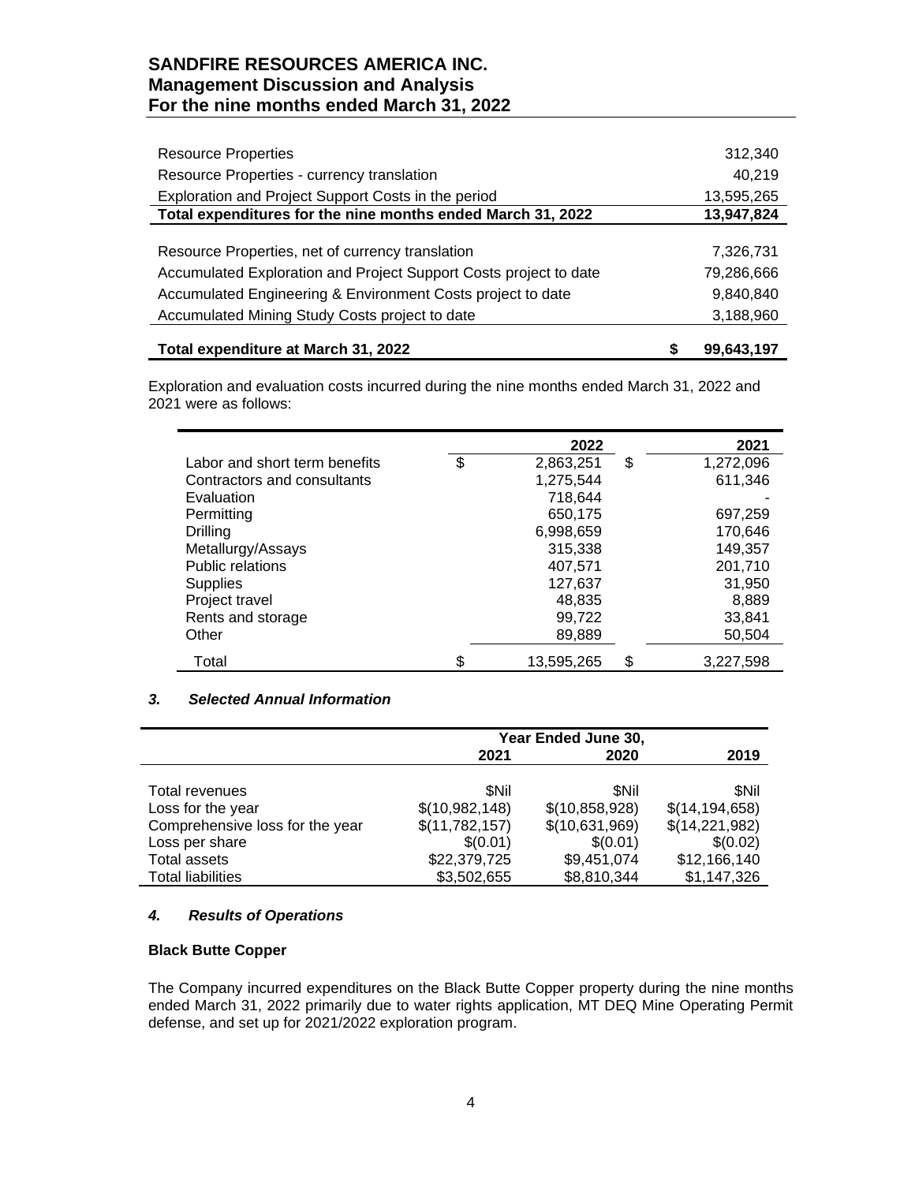| | |
|---|---|
| Resource Properties | 312,340 |
| Resource Properties - currency translation | 40,219 |
| Exploration and Project Support Costs in the period | 13,595,265 |
| **Total expenditures for the nine months ended March 31, 2022** | **13,947,824** |
| | |
| Resource Properties, net of currency translation | 7,326,731 |
| Accumulated Exploration and Project Support Costs project to date | 79,286,666 |
| Accumulated Engineering & Environment Costs project to date | 9,840,840 |
| Accumulated Mining Study Costs project to date | 3,188,960 |
| **Total expenditure at March 31, 2022** | **$ 99,643,197** |

Exploration and evaluation costs incurred during the nine months ended March 31, 2022 and 2021 were as follows:

| | 2022 | 2021 |
|---|---|---|
| Labor and short term benefits | $ 2,863,251 | $ 1,272,096 |
| Contractors and consultants | 1,275,544 | 611,346 |
| Evaluation | 718,644 | - |
| Permitting | 650,175 | 697,259 |
| Drilling | 6,998,659 | 170,646 |
| Metallurgy/Assays | 315,338 | 149,357 |
| Public relations | 407,571 | 201,710 |
| Supplies | 127,637 | 31,950 |
| Project travel | 48,835 | 8,889 |
| Rents and storage | 99,722 | 33,841 |
| Other | 89,889 | 50,504 |
| Total | $ 13,595,265 | $ 3,227,598 |

### *3. Selected Annual Information*

| | Year Ended June 30, | | |
|---|---|---|---|
| | 2021 | 2020 | 2019 |
| Total revenues | $Nil | $Nil | $Nil |
| Loss for the year | $(10,982,148) | $(10,858,928) | $(14,194,658) |
| Comprehensive loss for the year | $(11,782,157) | $(10,631,969) | $(14,221,982) |
| Loss per share | $(0.01) | $(0.01) | $(0.02) |
| Total assets | $22,379,725 | $9,451,074 | $12,166,140 |
| Total liabilities | $3,502,655 | $8,810,344 | $1,147,326 |

### *4. Results of Operations*

**Black Butte Copper**

The Company incurred expenditures on the Black Butte Copper property during the nine months ended March 31, 2022 primarily due to water rights application, MT DEQ Mine Operating Permit defense, and set up for 2021/2022 exploration program.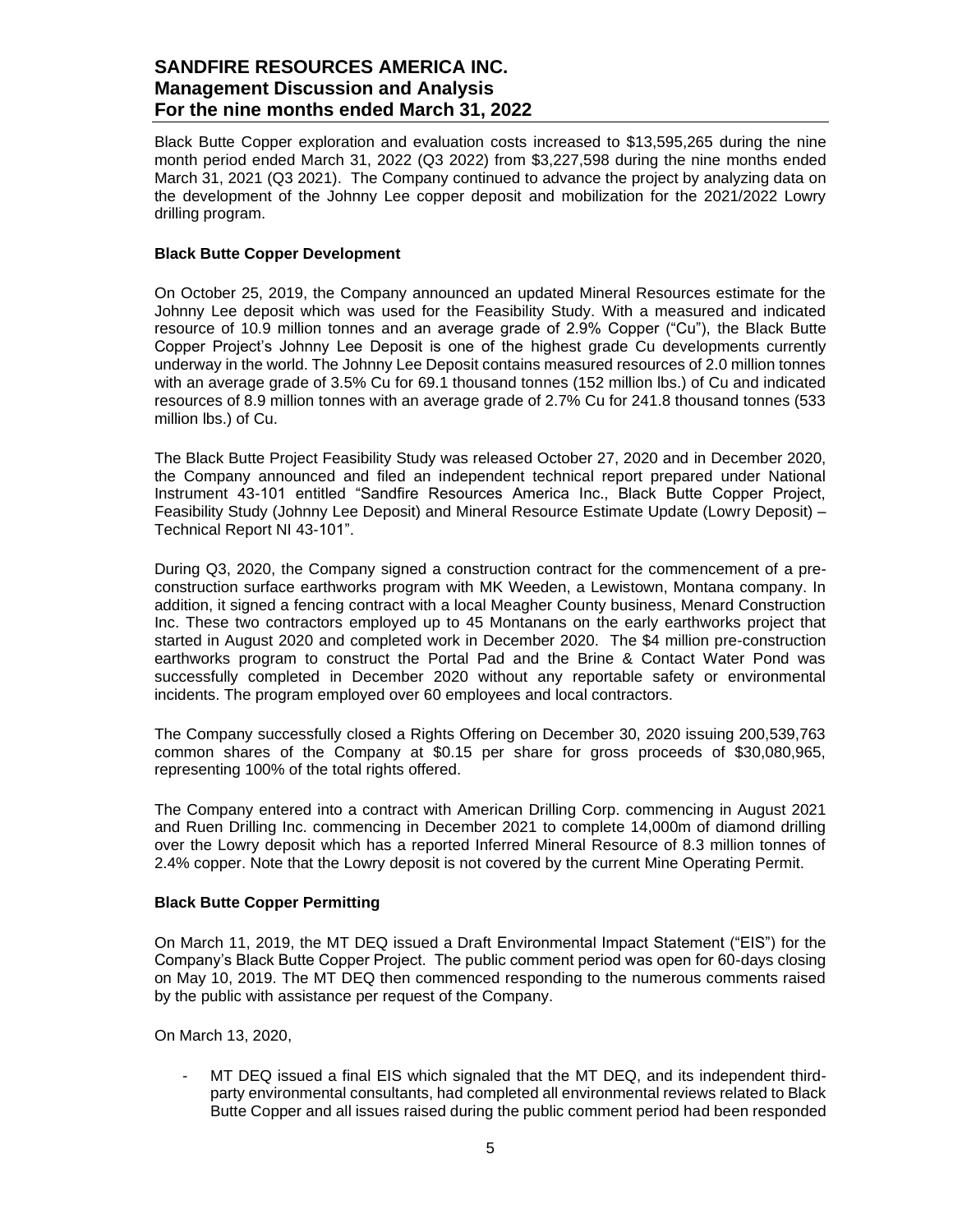Black Butte Copper exploration and evaluation costs increased to $13,595,265 during the nine month period ended March 31, 2022 (Q3 2022) from $3,227,598 during the nine months ended March 31, 2021 (Q3 2021). The Company continued to advance the project by analyzing data on the development of the Johnny Lee copper deposit and mobilization for the 2021/2022 Lowry drilling program.

**Black Butte Copper Development**

On October 25, 2019, the Company announced an updated Mineral Resources estimate for the Johnny Lee deposit which was used for the Feasibility Study. With a measured and indicated resource of 10.9 million tonnes and an average grade of 2.9% Copper ("Cu"), the Black Butte Copper Project's Johnny Lee Deposit is one of the highest grade Cu developments currently underway in the world. The Johnny Lee Deposit contains measured resources of 2.0 million tonnes with an average grade of 3.5% Cu for 69.1 thousand tonnes (152 million lbs.) of Cu and indicated resources of 8.9 million tonnes with an average grade of 2.7% Cu for 241.8 thousand tonnes (533 million lbs.) of Cu.

The Black Butte Project Feasibility Study was released October 27, 2020 and in December 2020, the Company announced and filed an independent technical report prepared under National Instrument 43-101 entitled "Sandfire Resources America Inc., Black Butte Copper Project, Feasibility Study (Johnny Lee Deposit) and Mineral Resource Estimate Update (Lowry Deposit) – Technical Report NI 43-101".

During Q3, 2020, the Company signed a construction contract for the commencement of a pre-construction surface earthworks program with MK Weeden, a Lewistown, Montana company. In addition, it signed a fencing contract with a local Meagher County business, Menard Construction Inc. These two contractors employed up to 45 Montanans on the early earthworks project that started in August 2020 and completed work in December 2020. The $4 million pre-construction earthworks program to construct the Portal Pad and the Brine & Contact Water Pond was successfully completed in December 2020 without any reportable safety or environmental incidents. The program employed over 60 employees and local contractors.

The Company successfully closed a Rights Offering on December 30, 2020 issuing 200,539,763 common shares of the Company at $0.15 per share for gross proceeds of $30,080,965, representing 100% of the total rights offered.

The Company entered into a contract with American Drilling Corp. commencing in August 2021 and Ruen Drilling Inc. commencing in December 2021 to complete 14,000m of diamond drilling over the Lowry deposit which has a reported Inferred Mineral Resource of 8.3 million tonnes of 2.4% copper. Note that the Lowry deposit is not covered by the current Mine Operating Permit.

**Black Butte Copper Permitting**

On March 11, 2019, the MT DEQ issued a Draft Environmental Impact Statement ("EIS") for the Company's Black Butte Copper Project. The public comment period was open for 60-days closing on May 10, 2019. The MT DEQ then commenced responding to the numerous comments raised by the public with assistance per request of the Company.

On March 13, 2020,

- MT DEQ issued a final EIS which signaled that the MT DEQ, and its independent third-party environmental consultants, had completed all environmental reviews related to Black Butte Copper and all issues raised during the public comment period had been responded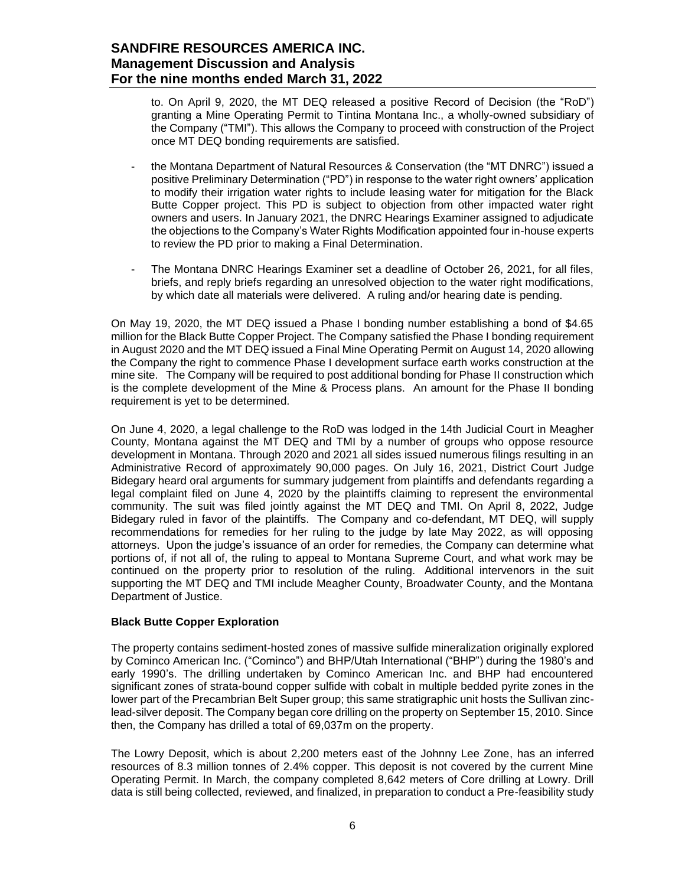to. On April 9, 2020, the MT DEQ released a positive Record of Decision (the "RoD") granting a Mine Operating Permit to Tintina Montana Inc., a wholly-owned subsidiary of the Company ("TMI"). This allows the Company to proceed with construction of the Project once MT DEQ bonding requirements are satisfied.

- the Montana Department of Natural Resources & Conservation (the "MT DNRC") issued a positive Preliminary Determination ("PD") in response to the water right owners' application to modify their irrigation water rights to include leasing water for mitigation for the Black Butte Copper project. This PD is subject to objection from other impacted water right owners and users. In January 2021, the DNRC Hearings Examiner assigned to adjudicate the objections to the Company's Water Rights Modification appointed four in-house experts to review the PD prior to making a Final Determination.
- The Montana DNRC Hearings Examiner set a deadline of October 26, 2021, for all files, briefs, and reply briefs regarding an unresolved objection to the water right modifications, by which date all materials were delivered. A ruling and/or hearing date is pending.

On May 19, 2020, the MT DEQ issued a Phase I bonding number establishing a bond of $4.65 million for the Black Butte Copper Project. The Company satisfied the Phase I bonding requirement in August 2020 and the MT DEQ issued a Final Mine Operating Permit on August 14, 2020 allowing the Company the right to commence Phase I development surface earth works construction at the mine site. The Company will be required to post additional bonding for Phase II construction which is the complete development of the Mine & Process plans. An amount for the Phase II bonding requirement is yet to be determined.

On June 4, 2020, a legal challenge to the RoD was lodged in the 14th Judicial Court in Meagher County, Montana against the MT DEQ and TMI by a number of groups who oppose resource development in Montana. Through 2020 and 2021 all sides issued numerous filings resulting in an Administrative Record of approximately 90,000 pages. On July 16, 2021, District Court Judge Bidegary heard oral arguments for summary judgement from plaintiffs and defendants regarding a legal complaint filed on June 4, 2020 by the plaintiffs claiming to represent the environmental community. The suit was filed jointly against the MT DEQ and TMI. On April 8, 2022, Judge Bidegary ruled in favor of the plaintiffs. The Company and co-defendant, MT DEQ, will supply recommendations for remedies for her ruling to the judge by late May 2022, as will opposing attorneys. Upon the judge's issuance of an order for remedies, the Company can determine what portions of, if not all of, the ruling to appeal to Montana Supreme Court, and what work may be continued on the property prior to resolution of the ruling. Additional intervenors in the suit supporting the MT DEQ and TMI include Meagher County, Broadwater County, and the Montana Department of Justice.

**Black Butte Copper Exploration**

The property contains sediment-hosted zones of massive sulfide mineralization originally explored by Cominco American Inc. ("Cominco") and BHP/Utah International ("BHP") during the 1980's and early 1990's. The drilling undertaken by Cominco American Inc. and BHP had encountered significant zones of strata-bound copper sulfide with cobalt in multiple bedded pyrite zones in the lower part of the Precambrian Belt Super group; this same stratigraphic unit hosts the Sullivan zinc-lead-silver deposit. The Company began core drilling on the property on September 15, 2010. Since then, the Company has drilled a total of 69,037m on the property.

The Lowry Deposit, which is about 2,200 meters east of the Johnny Lee Zone, has an inferred resources of 8.3 million tonnes of 2.4% copper. This deposit is not covered by the current Mine Operating Permit. In March, the company completed 8,642 meters of Core drilling at Lowry. Drill data is still being collected, reviewed, and finalized, in preparation to conduct a Pre-feasibility study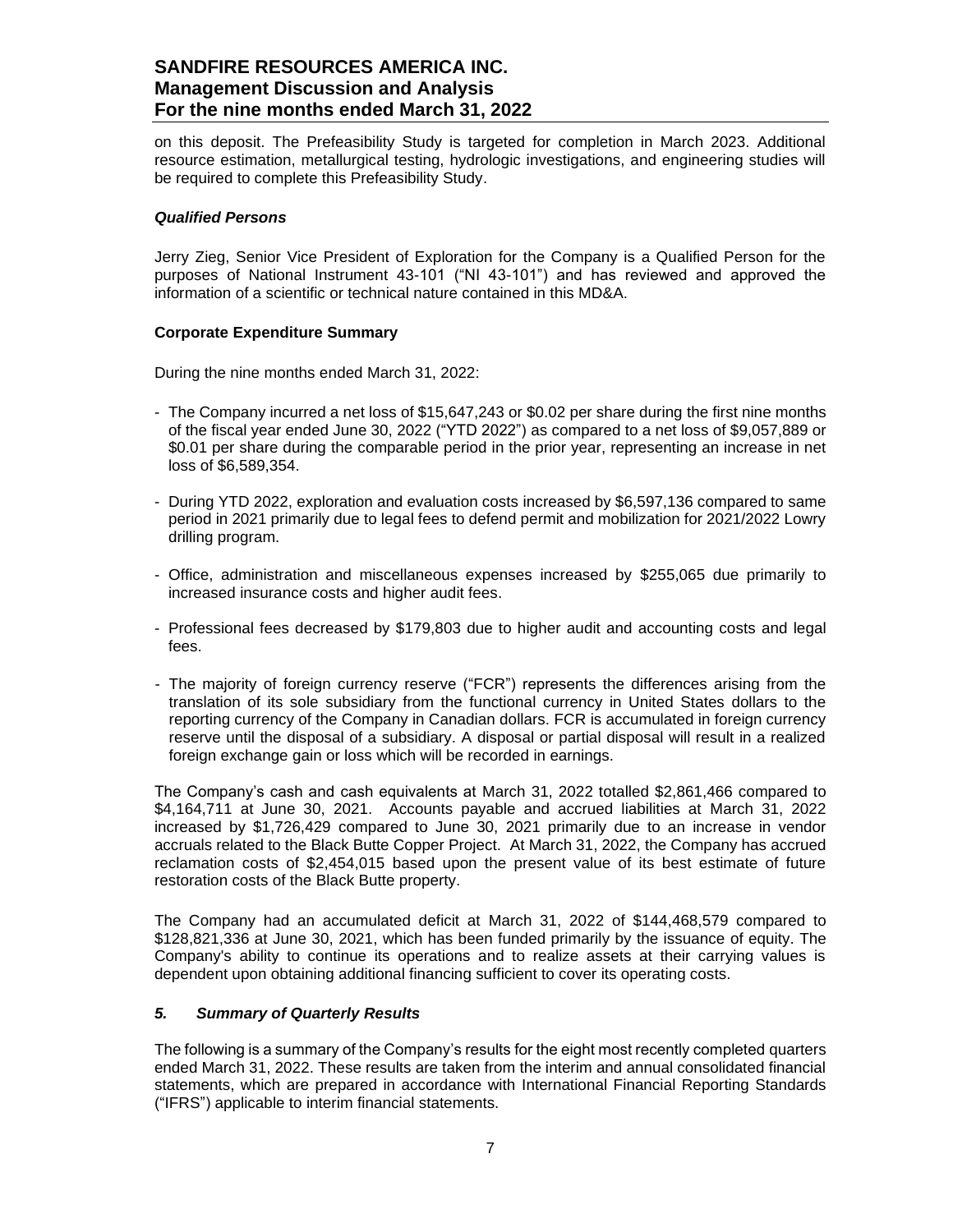on this deposit. The Prefeasibility Study is targeted for completion in March 2023. Additional resource estimation, metallurgical testing, hydrologic investigations, and engineering studies will be required to complete this Prefeasibility Study.

### *Qualified Persons*

Jerry Zieg, Senior Vice President of Exploration for the Company is a Qualified Person for the purposes of National Instrument 43-101 ("NI 43-101") and has reviewed and approved the information of a scientific or technical nature contained in this MD&A.

### **Corporate Expenditure Summary**

During the nine months ended March 31, 2022:

- The Company incurred a net loss of $15,647,243 or $0.02 per share during the first nine months of the fiscal year ended June 30, 2022 ("YTD 2022") as compared to a net loss of $9,057,889 or $0.01 per share during the comparable period in the prior year, representing an increase in net loss of $6,589,354.

- During YTD 2022, exploration and evaluation costs increased by $6,597,136 compared to same period in 2021 primarily due to legal fees to defend permit and mobilization for 2021/2022 Lowry drilling program.

- Office, administration and miscellaneous expenses increased by $255,065 due primarily to increased insurance costs and higher audit fees.

- Professional fees decreased by $179,803 due to higher audit and accounting costs and legal fees.

- The majority of foreign currency reserve ("FCR") represents the differences arising from the translation of its sole subsidiary from the functional currency in United States dollars to the reporting currency of the Company in Canadian dollars. FCR is accumulated in foreign currency reserve until the disposal of a subsidiary. A disposal or partial disposal will result in a realized foreign exchange gain or loss which will be recorded in earnings.

The Company's cash and cash equivalents at March 31, 2022 totalled $2,861,466 compared to $4,164,711 at June 30, 2021. Accounts payable and accrued liabilities at March 31, 2022 increased by $1,726,429 compared to June 30, 2021 primarily due to an increase in vendor accruals related to the Black Butte Copper Project. At March 31, 2022, the Company has accrued reclamation costs of $2,454,015 based upon the present value of its best estimate of future restoration costs of the Black Butte property.

The Company had an accumulated deficit at March 31, 2022 of $144,468,579 compared to $128,821,336 at June 30, 2021, which has been funded primarily by the issuance of equity. The Company's ability to continue its operations and to realize assets at their carrying values is dependent upon obtaining additional financing sufficient to cover its operating costs.

## *5. Summary of Quarterly Results*

The following is a summary of the Company's results for the eight most recently completed quarters ended March 31, 2022. These results are taken from the interim and annual consolidated financial statements, which are prepared in accordance with International Financial Reporting Standards ("IFRS") applicable to interim financial statements.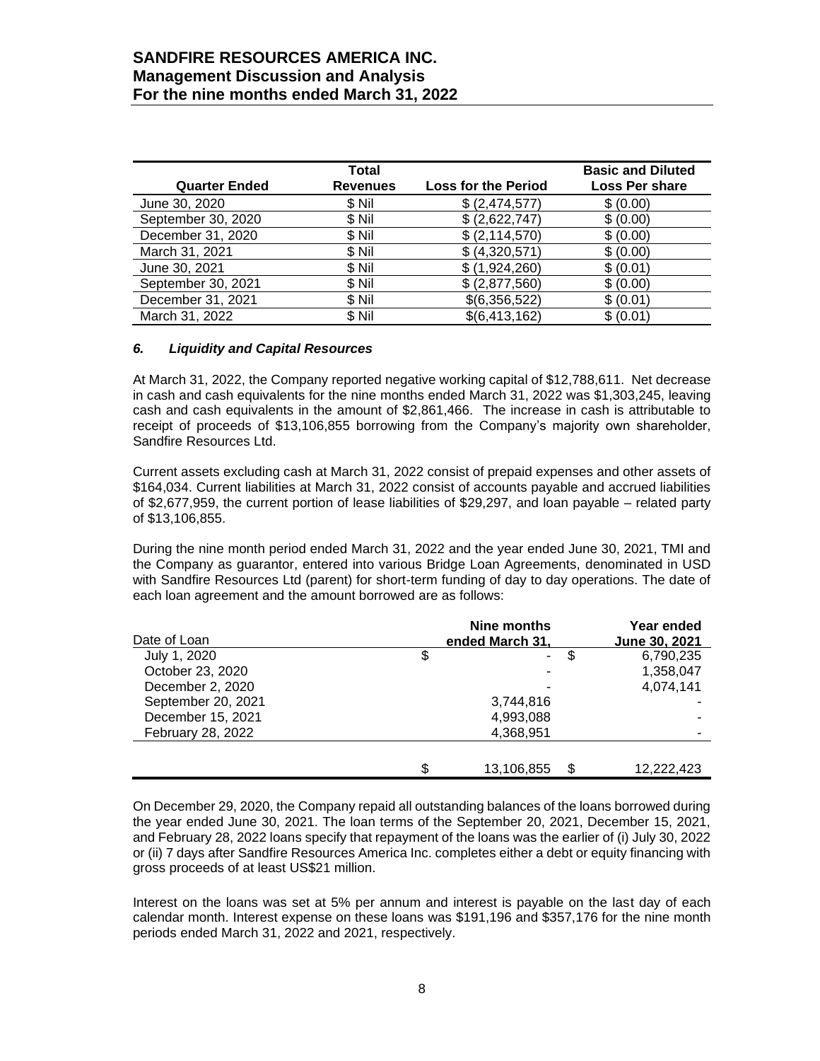| Quarter Ended | Total Revenues | Loss for the Period | Basic and Diluted Loss Per share |
|---|---|---|---|
| June 30, 2020 | $ Nil | $ (2,474,577) | $ (0.00) |
| September 30, 2020 | $ Nil | $ (2,622,747) | $ (0.00) |
| December 31, 2020 | $ Nil | $ (2,114,570) | $ (0.00) |
| March 31, 2021 | $ Nil | $ (4,320,571) | $ (0.00) |
| June 30, 2021 | $ Nil | $ (1,924,260) | $ (0.01) |
| September 30, 2021 | $ Nil | $ (2,877,560) | $ (0.00) |
| December 31, 2021 | $ Nil | $(6,356,522) | $ (0.01) |
| March 31, 2022 | $ Nil | $(6,413,162) | $ (0.01) |

### *6. Liquidity and Capital Resources*

At March 31, 2022, the Company reported negative working capital of $12,788,611. Net decrease in cash and cash equivalents for the nine months ended March 31, 2022 was $1,303,245, leaving cash and cash equivalents in the amount of $2,861,466. The increase in cash is attributable to receipt of proceeds of $13,106,855 borrowing from the Company's majority own shareholder, Sandfire Resources Ltd.

Current assets excluding cash at March 31, 2022 consist of prepaid expenses and other assets of $164,034. Current liabilities at March 31, 2022 consist of accounts payable and accrued liabilities of $2,677,959, the current portion of lease liabilities of $29,297, and loan payable – related party of $13,106,855.

During the nine month period ended March 31, 2022 and the year ended June 30, 2021, TMI and the Company as guarantor, entered into various Bridge Loan Agreements, denominated in USD with Sandfire Resources Ltd (parent) for short-term funding of day to day operations. The date of each loan agreement and the amount borrowed are as follows:

| Date of Loan | Nine months ended March 31, | Year ended June 30, 2021 |
|---|---|---|
| July 1, 2020 | $ - | $ 6,790,235 |
| October 23, 2020 | - | 1,358,047 |
| December 2, 2020 | - | 4,074,141 |
| September 20, 2021 | 3,744,816 | - |
| December 15, 2021 | 4,993,088 | - |
| February 28, 2022 | 4,368,951 | - |
| | $ 13,106,855 | $ 12,222,423 |

On December 29, 2020, the Company repaid all outstanding balances of the loans borrowed during the year ended June 30, 2021. The loan terms of the September 20, 2021, December 15, 2021, and February 28, 2022 loans specify that repayment of the loans was the earlier of (i) July 30, 2022 or (ii) 7 days after Sandfire Resources America Inc. completes either a debt or equity financing with gross proceeds of at least US$21 million.

Interest on the loans was set at 5% per annum and interest is payable on the last day of each calendar month. Interest expense on these loans was $191,196 and $357,176 for the nine month periods ended March 31, 2022 and 2021, respectively.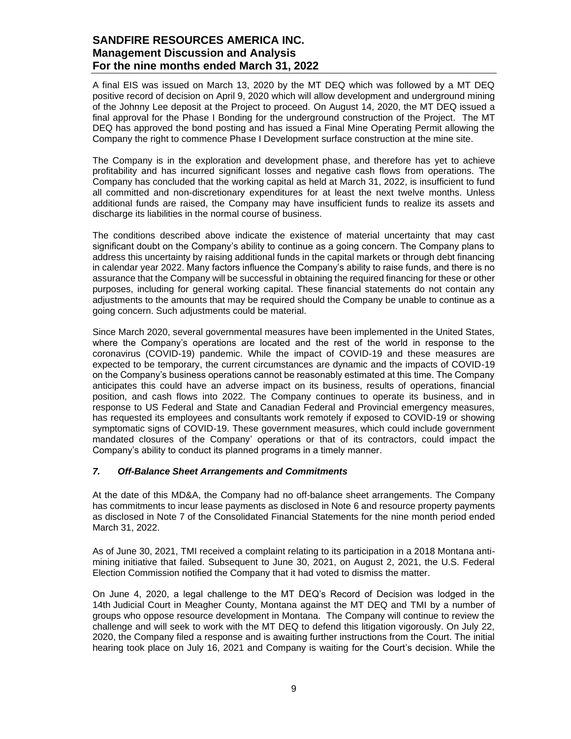A final EIS was issued on March 13, 2020 by the MT DEQ which was followed by a MT DEQ positive record of decision on April 9, 2020 which will allow development and underground mining of the Johnny Lee deposit at the Project to proceed. On August 14, 2020, the MT DEQ issued a final approval for the Phase I Bonding for the underground construction of the Project. The MT DEQ has approved the bond posting and has issued a Final Mine Operating Permit allowing the Company the right to commence Phase I Development surface construction at the mine site.

The Company is in the exploration and development phase, and therefore has yet to achieve profitability and has incurred significant losses and negative cash flows from operations. The Company has concluded that the working capital as held at March 31, 2022, is insufficient to fund all committed and non-discretionary expenditures for at least the next twelve months. Unless additional funds are raised, the Company may have insufficient funds to realize its assets and discharge its liabilities in the normal course of business.

The conditions described above indicate the existence of material uncertainty that may cast significant doubt on the Company's ability to continue as a going concern. The Company plans to address this uncertainty by raising additional funds in the capital markets or through debt financing in calendar year 2022. Many factors influence the Company's ability to raise funds, and there is no assurance that the Company will be successful in obtaining the required financing for these or other purposes, including for general working capital. These financial statements do not contain any adjustments to the amounts that may be required should the Company be unable to continue as a going concern. Such adjustments could be material.

Since March 2020, several governmental measures have been implemented in the United States, where the Company's operations are located and the rest of the world in response to the coronavirus (COVID-19) pandemic. While the impact of COVID-19 and these measures are expected to be temporary, the current circumstances are dynamic and the impacts of COVID-19 on the Company's business operations cannot be reasonably estimated at this time. The Company anticipates this could have an adverse impact on its business, results of operations, financial position, and cash flows into 2022. The Company continues to operate its business, and in response to US Federal and State and Canadian Federal and Provincial emergency measures, has requested its employees and consultants work remotely if exposed to COVID-19 or showing symptomatic signs of COVID-19. These government measures, which could include government mandated closures of the Company' operations or that of its contractors, could impact the Company's ability to conduct its planned programs in a timely manner.

### *7. Off-Balance Sheet Arrangements and Commitments*

At the date of this MD&A, the Company had no off-balance sheet arrangements. The Company has commitments to incur lease payments as disclosed in Note 6 and resource property payments as disclosed in Note 7 of the Consolidated Financial Statements for the nine month period ended March 31, 2022.

As of June 30, 2021, TMI received a complaint relating to its participation in a 2018 Montana anti-mining initiative that failed. Subsequent to June 30, 2021, on August 2, 2021, the U.S. Federal Election Commission notified the Company that it had voted to dismiss the matter.

On June 4, 2020, a legal challenge to the MT DEQ's Record of Decision was lodged in the 14th Judicial Court in Meagher County, Montana against the MT DEQ and TMI by a number of groups who oppose resource development in Montana. The Company will continue to review the challenge and will seek to work with the MT DEQ to defend this litigation vigorously. On July 22, 2020, the Company filed a response and is awaiting further instructions from the Court. The initial hearing took place on July 16, 2021 and Company is waiting for the Court's decision. While the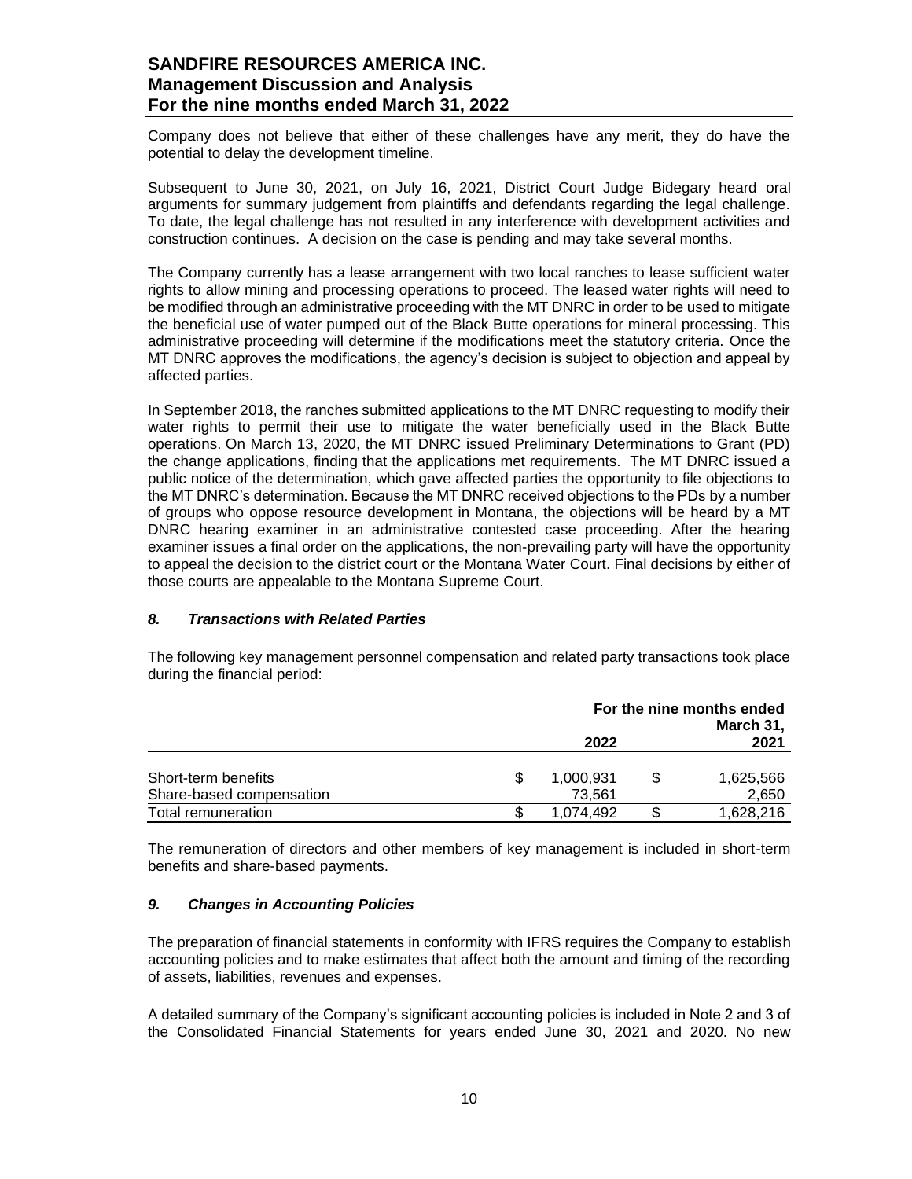Company does not believe that either of these challenges have any merit, they do have the potential to delay the development timeline.

Subsequent to June 30, 2021, on July 16, 2021, District Court Judge Bidegary heard oral arguments for summary judgement from plaintiffs and defendants regarding the legal challenge. To date, the legal challenge has not resulted in any interference with development activities and construction continues. A decision on the case is pending and may take several months.

The Company currently has a lease arrangement with two local ranches to lease sufficient water rights to allow mining and processing operations to proceed. The leased water rights will need to be modified through an administrative proceeding with the MT DNRC in order to be used to mitigate the beneficial use of water pumped out of the Black Butte operations for mineral processing. This administrative proceeding will determine if the modifications meet the statutory criteria. Once the MT DNRC approves the modifications, the agency's decision is subject to objection and appeal by affected parties.

In September 2018, the ranches submitted applications to the MT DNRC requesting to modify their water rights to permit their use to mitigate the water beneficially used in the Black Butte operations. On March 13, 2020, the MT DNRC issued Preliminary Determinations to Grant (PD) the change applications, finding that the applications met requirements. The MT DNRC issued a public notice of the determination, which gave affected parties the opportunity to file objections to the MT DNRC's determination. Because the MT DNRC received objections to the PDs by a number of groups who oppose resource development in Montana, the objections will be heard by a MT DNRC hearing examiner in an administrative contested case proceeding. After the hearing examiner issues a final order on the applications, the non-prevailing party will have the opportunity to appeal the decision to the district court or the Montana Water Court. Final decisions by either of those courts are appealable to the Montana Supreme Court.

### *8. Transactions with Related Parties*

The following key management personnel compensation and related party transactions took place during the financial period:

| | For the nine months ended March 31, | |
|---|---|---|
| | 2022 | 2021 |
| Short-term benefits | $ 1,000,931 | $ 1,625,566 |
| Share-based compensation | 73,561 | 2,650 |
| Total remuneration | $ 1,074,492 | $ 1,628,216 |

The remuneration of directors and other members of key management is included in short-term benefits and share-based payments.

### *9. Changes in Accounting Policies*

The preparation of financial statements in conformity with IFRS requires the Company to establish accounting policies and to make estimates that affect both the amount and timing of the recording of assets, liabilities, revenues and expenses.

A detailed summary of the Company's significant accounting policies is included in Note 2 and 3 of the Consolidated Financial Statements for years ended June 30, 2021 and 2020. No new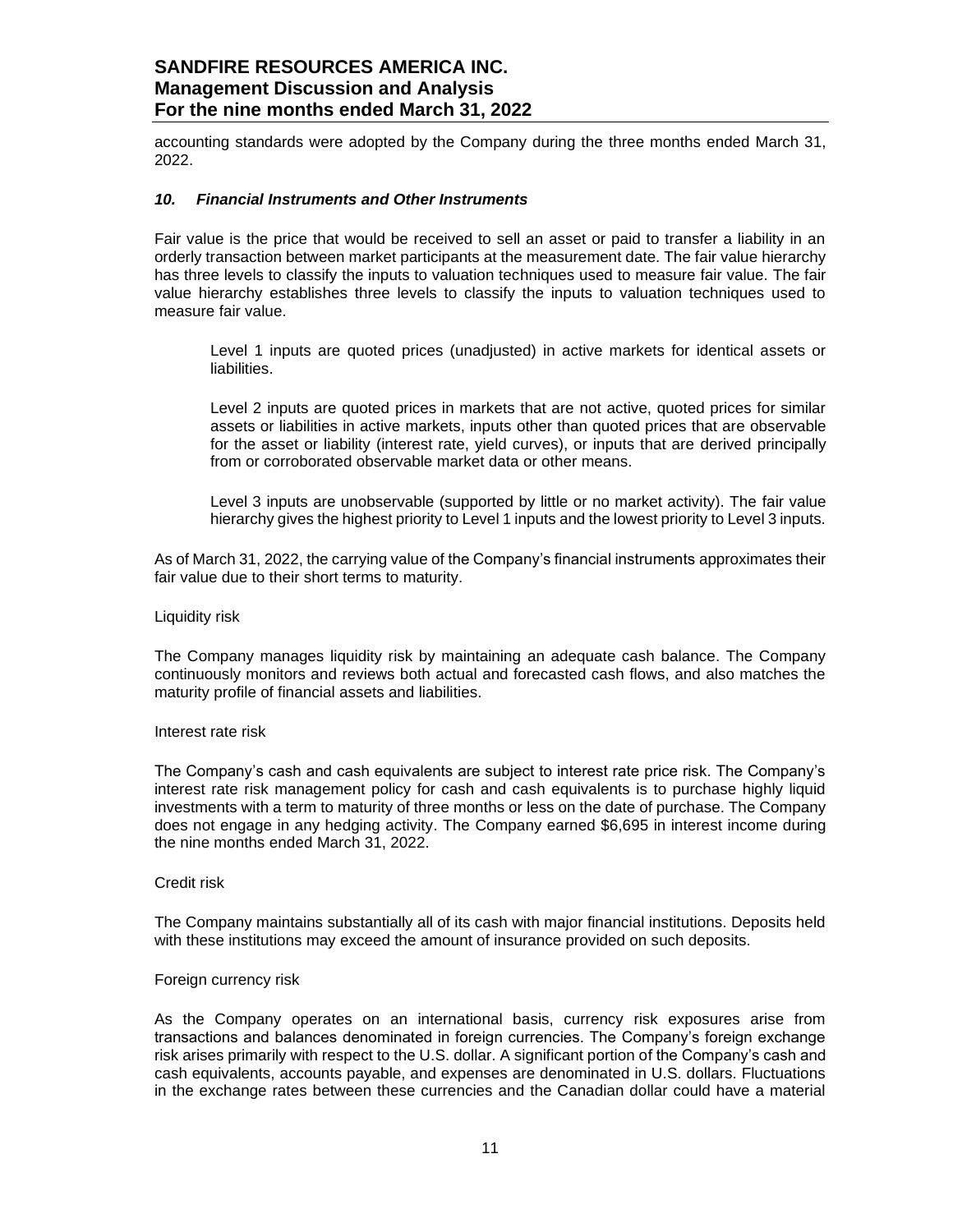accounting standards were adopted by the Company during the three months ended March 31, 2022.

### *10. Financial Instruments and Other Instruments*

Fair value is the price that would be received to sell an asset or paid to transfer a liability in an orderly transaction between market participants at the measurement date. The fair value hierarchy has three levels to classify the inputs to valuation techniques used to measure fair value. The fair value hierarchy establishes three levels to classify the inputs to valuation techniques used to measure fair value.

> Level 1 inputs are quoted prices (unadjusted) in active markets for identical assets or liabilities.
>
> Level 2 inputs are quoted prices in markets that are not active, quoted prices for similar assets or liabilities in active markets, inputs other than quoted prices that are observable for the asset or liability (interest rate, yield curves), or inputs that are derived principally from or corroborated observable market data or other means.
>
> Level 3 inputs are unobservable (supported by little or no market activity). The fair value hierarchy gives the highest priority to Level 1 inputs and the lowest priority to Level 3 inputs.

As of March 31, 2022, the carrying value of the Company's financial instruments approximates their fair value due to their short terms to maturity.

Liquidity risk

The Company manages liquidity risk by maintaining an adequate cash balance. The Company continuously monitors and reviews both actual and forecasted cash flows, and also matches the maturity profile of financial assets and liabilities.

Interest rate risk

The Company's cash and cash equivalents are subject to interest rate price risk. The Company's interest rate risk management policy for cash and cash equivalents is to purchase highly liquid investments with a term to maturity of three months or less on the date of purchase. The Company does not engage in any hedging activity. The Company earned $6,695 in interest income during the nine months ended March 31, 2022.

Credit risk

The Company maintains substantially all of its cash with major financial institutions. Deposits held with these institutions may exceed the amount of insurance provided on such deposits.

Foreign currency risk

As the Company operates on an international basis, currency risk exposures arise from transactions and balances denominated in foreign currencies. The Company's foreign exchange risk arises primarily with respect to the U.S. dollar. A significant portion of the Company's cash and cash equivalents, accounts payable, and expenses are denominated in U.S. dollars. Fluctuations in the exchange rates between these currencies and the Canadian dollar could have a material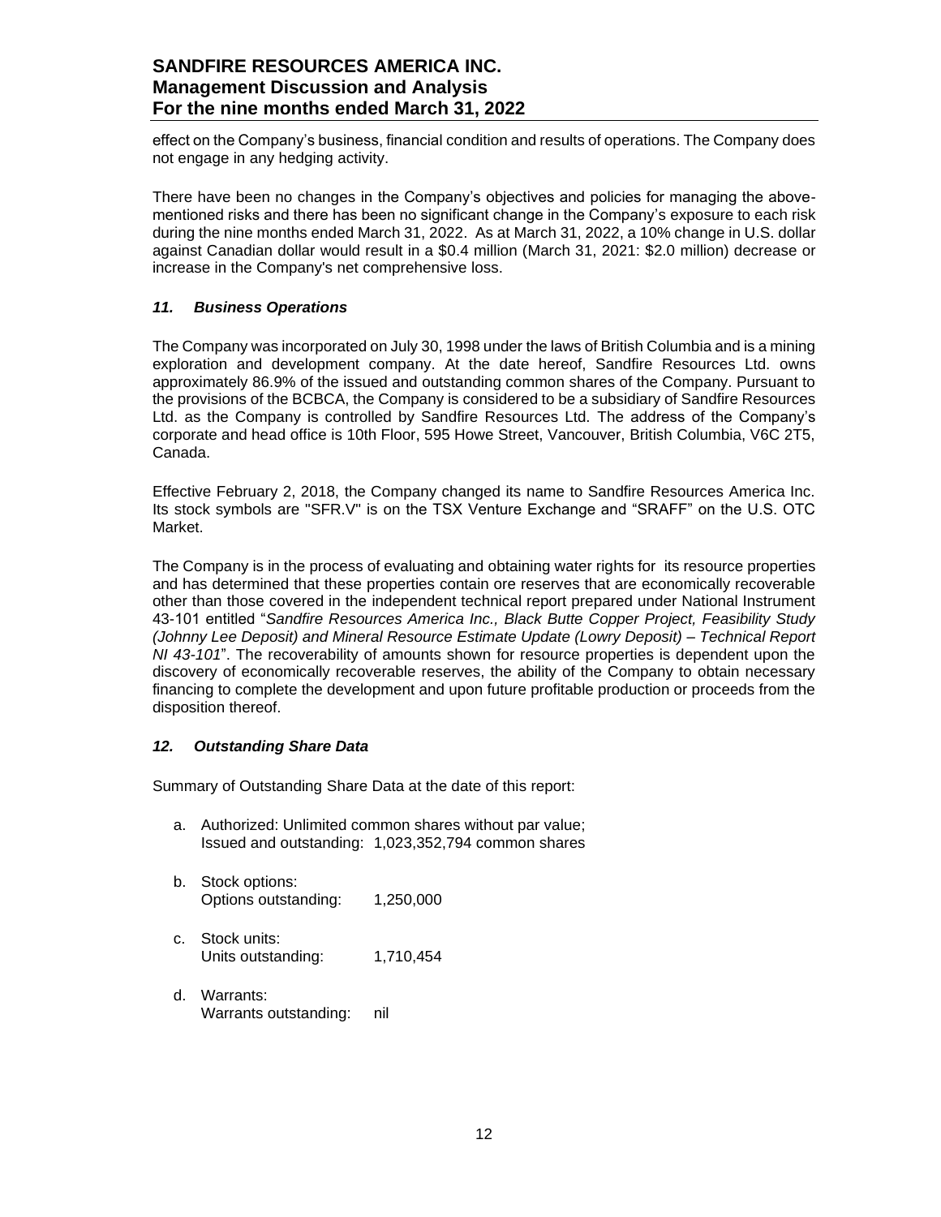effect on the Company's business, financial condition and results of operations. The Company does not engage in any hedging activity.

There have been no changes in the Company's objectives and policies for managing the above-mentioned risks and there has been no significant change in the Company's exposure to each risk during the nine months ended March 31, 2022. As at March 31, 2022, a 10% change in U.S. dollar against Canadian dollar would result in a \$0.4 million (March 31, 2021: \$2.0 million) decrease or increase in the Company's net comprehensive loss.

## *11. Business Operations*

The Company was incorporated on July 30, 1998 under the laws of British Columbia and is a mining exploration and development company. At the date hereof, Sandfire Resources Ltd. owns approximately 86.9% of the issued and outstanding common shares of the Company. Pursuant to the provisions of the BCBCA, the Company is considered to be a subsidiary of Sandfire Resources Ltd. as the Company is controlled by Sandfire Resources Ltd. The address of the Company's corporate and head office is 10th Floor, 595 Howe Street, Vancouver, British Columbia, V6C 2T5, Canada.

Effective February 2, 2018, the Company changed its name to Sandfire Resources America Inc. Its stock symbols are "SFR.V" is on the TSX Venture Exchange and "SRAFF" on the U.S. OTC Market.

The Company is in the process of evaluating and obtaining water rights for its resource properties and has determined that these properties contain ore reserves that are economically recoverable other than those covered in the independent technical report prepared under National Instrument 43-101 entitled "*Sandfire Resources America Inc., Black Butte Copper Project, Feasibility Study (Johnny Lee Deposit) and Mineral Resource Estimate Update (Lowry Deposit) – Technical Report NI 43-101*". The recoverability of amounts shown for resource properties is dependent upon the discovery of economically recoverable reserves, the ability of the Company to obtain necessary financing to complete the development and upon future profitable production or proceeds from the disposition thereof.

## *12. Outstanding Share Data*

Summary of Outstanding Share Data at the date of this report:

a. Authorized: Unlimited common shares without par value;
   Issued and outstanding: 1,023,352,794 common shares

b. Stock options:
   Options outstanding: 1,250,000

c. Stock units:
   Units outstanding: 1,710,454

d. Warrants:
   Warrants outstanding: nil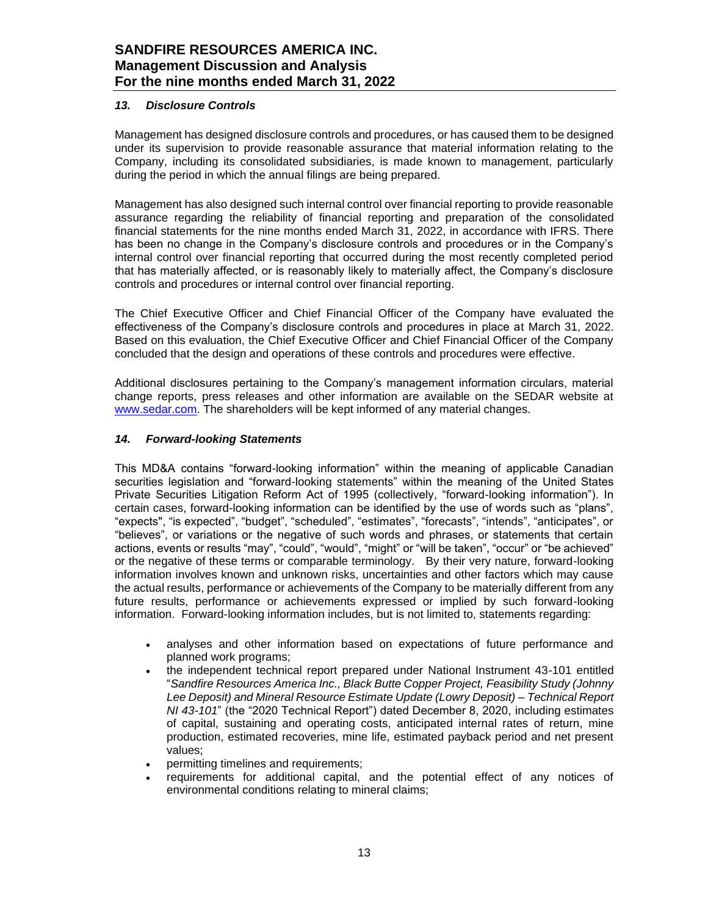### *13. Disclosure Controls*

Management has designed disclosure controls and procedures, or has caused them to be designed under its supervision to provide reasonable assurance that material information relating to the Company, including its consolidated subsidiaries, is made known to management, particularly during the period in which the annual filings are being prepared.

Management has also designed such internal control over financial reporting to provide reasonable assurance regarding the reliability of financial reporting and preparation of the consolidated financial statements for the nine months ended March 31, 2022, in accordance with IFRS. There has been no change in the Company's disclosure controls and procedures or in the Company's internal control over financial reporting that occurred during the most recently completed period that has materially affected, or is reasonably likely to materially affect, the Company's disclosure controls and procedures or internal control over financial reporting.

The Chief Executive Officer and Chief Financial Officer of the Company have evaluated the effectiveness of the Company's disclosure controls and procedures in place at March 31, 2022. Based on this evaluation, the Chief Executive Officer and Chief Financial Officer of the Company concluded that the design and operations of these controls and procedures were effective.

Additional disclosures pertaining to the Company's management information circulars, material change reports, press releases and other information are available on the SEDAR website at [www.sedar.com](http://www.sedar.com). The shareholders will be kept informed of any material changes.

### *14. Forward-looking Statements*

This MD&A contains "forward-looking information" within the meaning of applicable Canadian securities legislation and "forward-looking statements" within the meaning of the United States Private Securities Litigation Reform Act of 1995 (collectively, "forward-looking information"). In certain cases, forward-looking information can be identified by the use of words such as "plans", "expects", "is expected", "budget", "scheduled", "estimates", "forecasts", "intends", "anticipates", or "believes", or variations or the negative of such words and phrases, or statements that certain actions, events or results "may", "could", "would", "might" or "will be taken", "occur" or "be achieved" or the negative of these terms or comparable terminology. By their very nature, forward-looking information involves known and unknown risks, uncertainties and other factors which may cause the actual results, performance or achievements of the Company to be materially different from any future results, performance or achievements expressed or implied by such forward-looking information. Forward-looking information includes, but is not limited to, statements regarding:

- analyses and other information based on expectations of future performance and planned work programs;
- the independent technical report prepared under National Instrument 43-101 entitled "*Sandfire Resources America Inc., Black Butte Copper Project, Feasibility Study (Johnny Lee Deposit) and Mineral Resource Estimate Update (Lowry Deposit) – Technical Report NI 43-101*" (the "2020 Technical Report") dated December 8, 2020, including estimates of capital, sustaining and operating costs, anticipated internal rates of return, mine production, estimated recoveries, mine life, estimated payback period and net present values;
- permitting timelines and requirements;
- requirements for additional capital, and the potential effect of any notices of environmental conditions relating to mineral claims;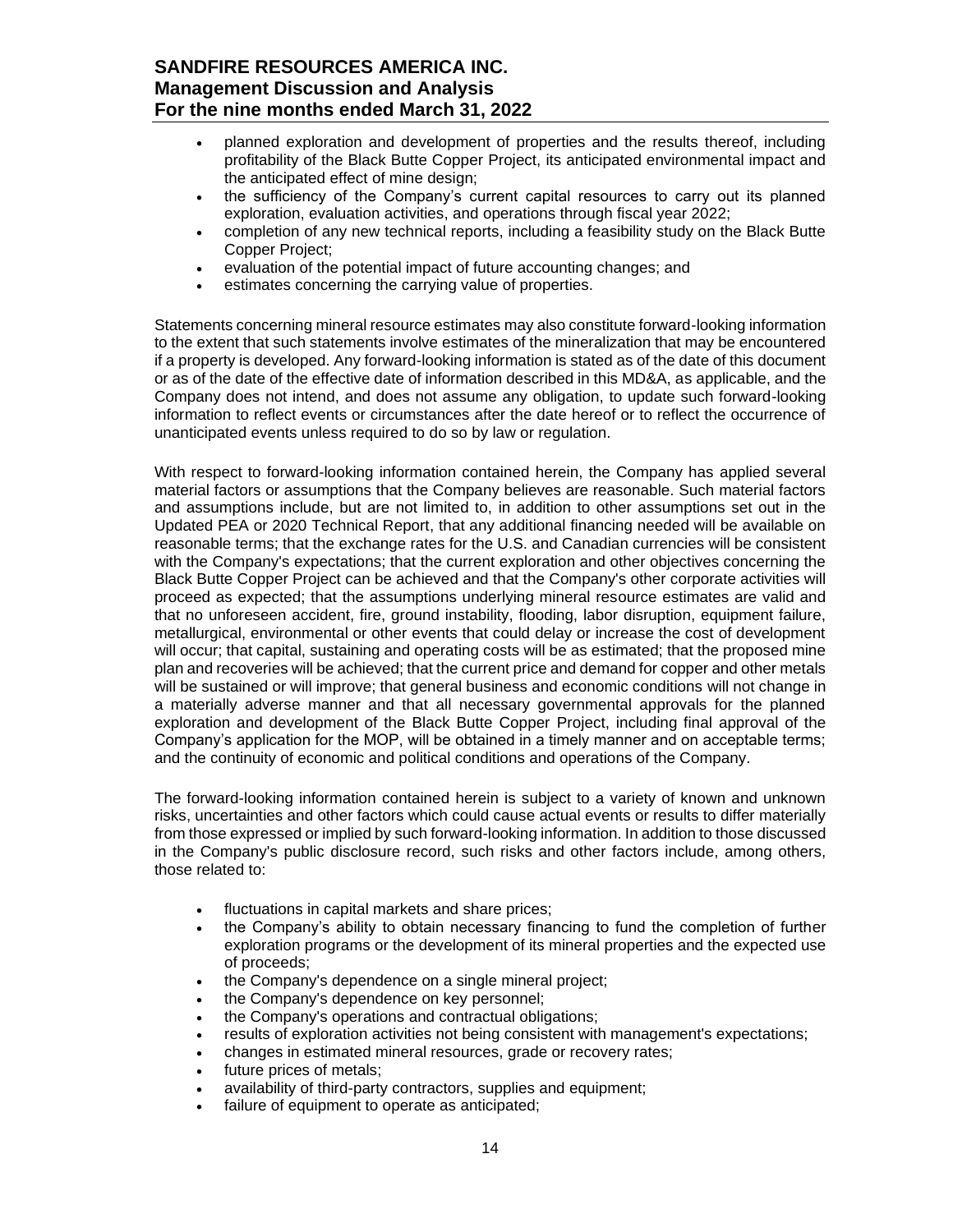- planned exploration and development of properties and the results thereof, including profitability of the Black Butte Copper Project, its anticipated environmental impact and the anticipated effect of mine design;
- the sufficiency of the Company's current capital resources to carry out its planned exploration, evaluation activities, and operations through fiscal year 2022;
- completion of any new technical reports, including a feasibility study on the Black Butte Copper Project;
- evaluation of the potential impact of future accounting changes; and
- estimates concerning the carrying value of properties.

Statements concerning mineral resource estimates may also constitute forward-looking information to the extent that such statements involve estimates of the mineralization that may be encountered if a property is developed. Any forward-looking information is stated as of the date of this document or as of the date of the effective date of information described in this MD&A, as applicable, and the Company does not intend, and does not assume any obligation, to update such forward-looking information to reflect events or circumstances after the date hereof or to reflect the occurrence of unanticipated events unless required to do so by law or regulation.

With respect to forward-looking information contained herein, the Company has applied several material factors or assumptions that the Company believes are reasonable. Such material factors and assumptions include, but are not limited to, in addition to other assumptions set out in the Updated PEA or 2020 Technical Report, that any additional financing needed will be available on reasonable terms; that the exchange rates for the U.S. and Canadian currencies will be consistent with the Company's expectations; that the current exploration and other objectives concerning the Black Butte Copper Project can be achieved and that the Company's other corporate activities will proceed as expected; that the assumptions underlying mineral resource estimates are valid and that no unforeseen accident, fire, ground instability, flooding, labor disruption, equipment failure, metallurgical, environmental or other events that could delay or increase the cost of development will occur; that capital, sustaining and operating costs will be as estimated; that the proposed mine plan and recoveries will be achieved; that the current price and demand for copper and other metals will be sustained or will improve; that general business and economic conditions will not change in a materially adverse manner and that all necessary governmental approvals for the planned exploration and development of the Black Butte Copper Project, including final approval of the Company's application for the MOP, will be obtained in a timely manner and on acceptable terms; and the continuity of economic and political conditions and operations of the Company.

The forward-looking information contained herein is subject to a variety of known and unknown risks, uncertainties and other factors which could cause actual events or results to differ materially from those expressed or implied by such forward-looking information. In addition to those discussed in the Company's public disclosure record, such risks and other factors include, among others, those related to:

- fluctuations in capital markets and share prices;
- the Company's ability to obtain necessary financing to fund the completion of further exploration programs or the development of its mineral properties and the expected use of proceeds;
- the Company's dependence on a single mineral project;
- the Company's dependence on key personnel;
- the Company's operations and contractual obligations;
- results of exploration activities not being consistent with management's expectations;
- changes in estimated mineral resources, grade or recovery rates;
- future prices of metals;
- availability of third-party contractors, supplies and equipment;
- failure of equipment to operate as anticipated;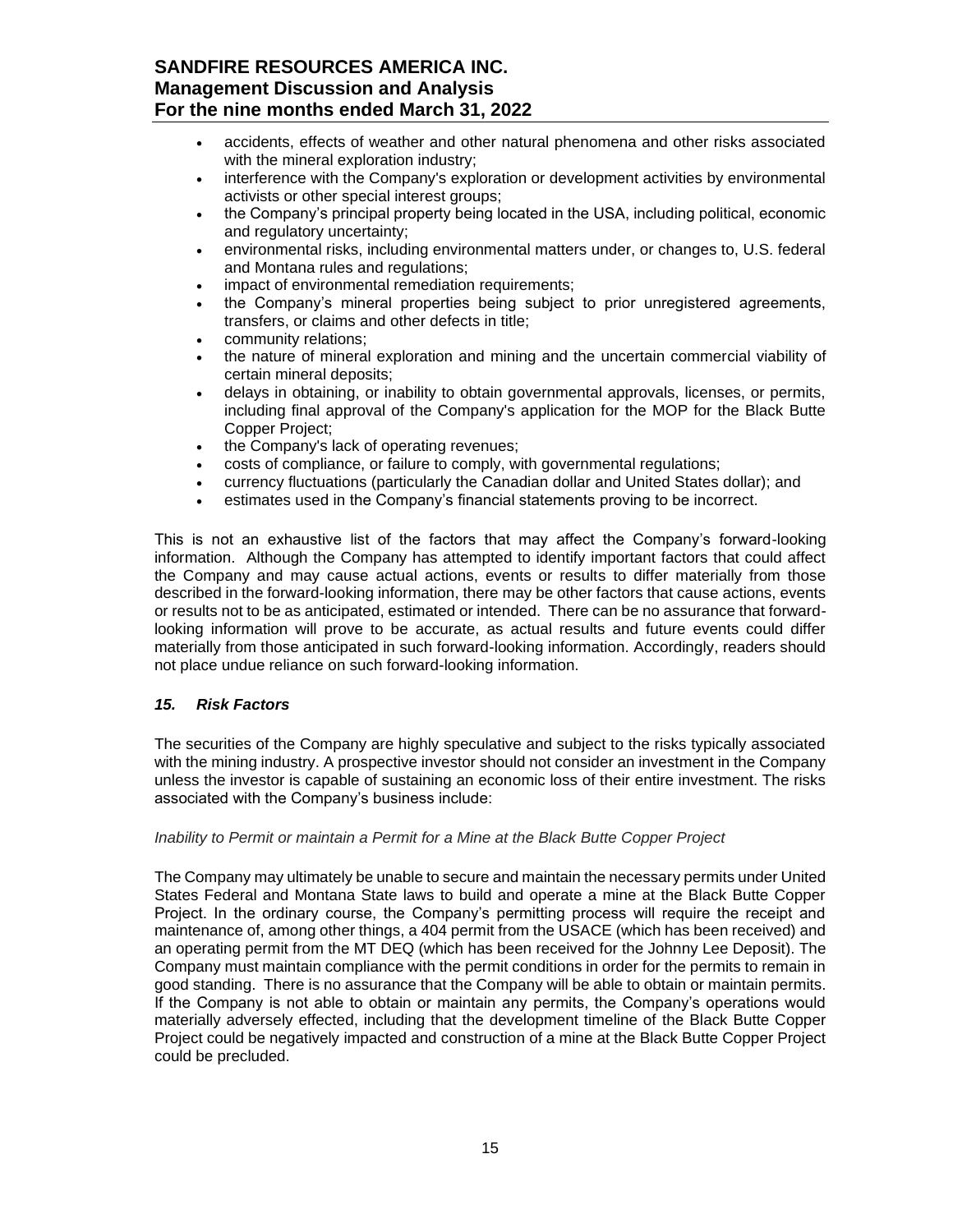- accidents, effects of weather and other natural phenomena and other risks associated with the mineral exploration industry;
- interference with the Company's exploration or development activities by environmental activists or other special interest groups;
- the Company's principal property being located in the USA, including political, economic and regulatory uncertainty;
- environmental risks, including environmental matters under, or changes to, U.S. federal and Montana rules and regulations;
- impact of environmental remediation requirements;
- the Company's mineral properties being subject to prior unregistered agreements, transfers, or claims and other defects in title;
- community relations;
- the nature of mineral exploration and mining and the uncertain commercial viability of certain mineral deposits;
- delays in obtaining, or inability to obtain governmental approvals, licenses, or permits, including final approval of the Company's application for the MOP for the Black Butte Copper Project;
- the Company's lack of operating revenues;
- costs of compliance, or failure to comply, with governmental regulations;
- currency fluctuations (particularly the Canadian dollar and United States dollar); and
- estimates used in the Company's financial statements proving to be incorrect.

This is not an exhaustive list of the factors that may affect the Company's forward-looking information. Although the Company has attempted to identify important factors that could affect the Company and may cause actual actions, events or results to differ materially from those described in the forward-looking information, there may be other factors that cause actions, events or results not to be as anticipated, estimated or intended. There can be no assurance that forward-looking information will prove to be accurate, as actual results and future events could differ materially from those anticipated in such forward-looking information. Accordingly, readers should not place undue reliance on such forward-looking information.

## *15. Risk Factors*

The securities of the Company are highly speculative and subject to the risks typically associated with the mining industry. A prospective investor should not consider an investment in the Company unless the investor is capable of sustaining an economic loss of their entire investment. The risks associated with the Company's business include:

*Inability to Permit or maintain a Permit for a Mine at the Black Butte Copper Project*

The Company may ultimately be unable to secure and maintain the necessary permits under United States Federal and Montana State laws to build and operate a mine at the Black Butte Copper Project. In the ordinary course, the Company's permitting process will require the receipt and maintenance of, among other things, a 404 permit from the USACE (which has been received) and an operating permit from the MT DEQ (which has been received for the Johnny Lee Deposit). The Company must maintain compliance with the permit conditions in order for the permits to remain in good standing. There is no assurance that the Company will be able to obtain or maintain permits. If the Company is not able to obtain or maintain any permits, the Company's operations would materially adversely effected, including that the development timeline of the Black Butte Copper Project could be negatively impacted and construction of a mine at the Black Butte Copper Project could be precluded.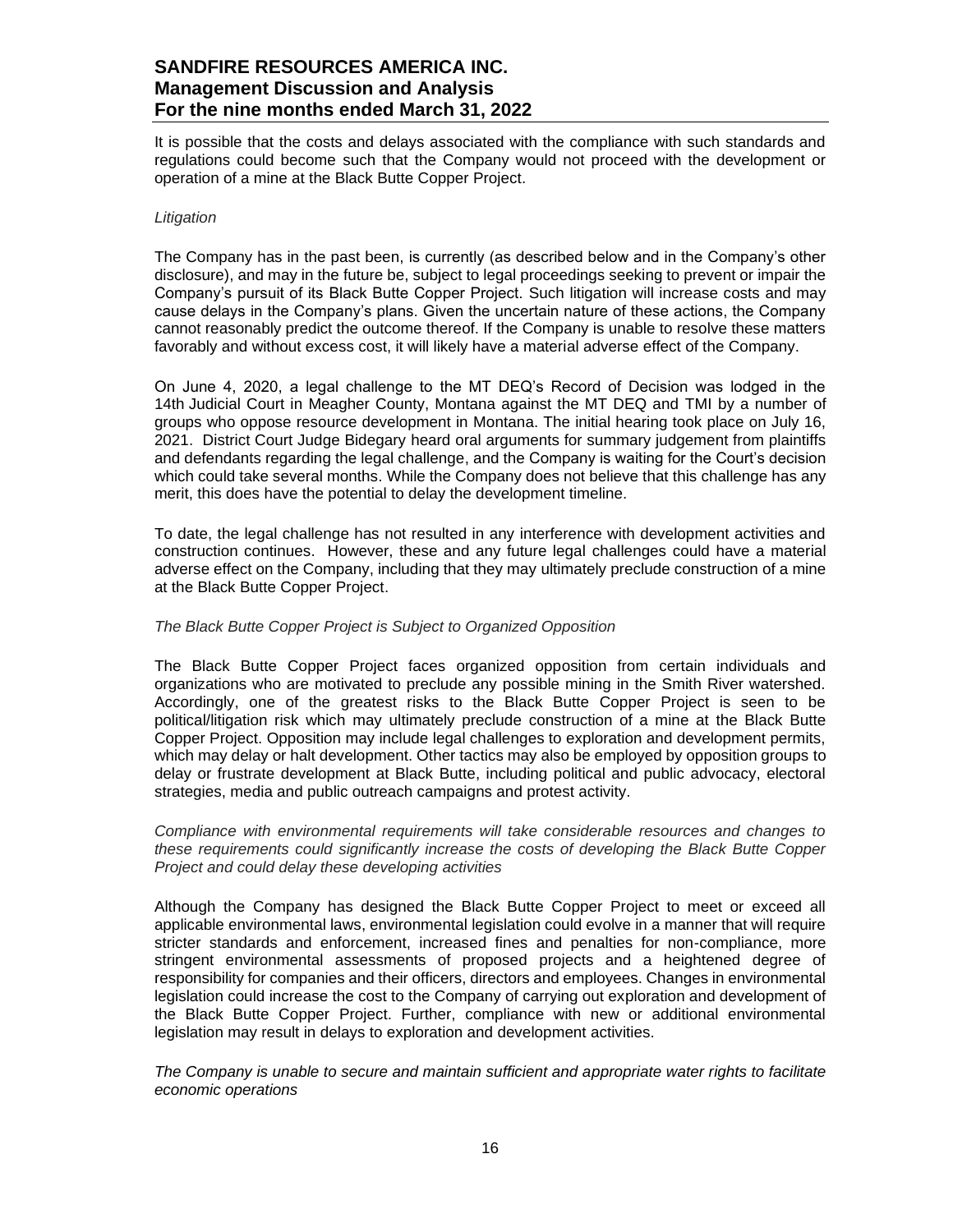It is possible that the costs and delays associated with the compliance with such standards and regulations could become such that the Company would not proceed with the development or operation of a mine at the Black Butte Copper Project.

*Litigation*

The Company has in the past been, is currently (as described below and in the Company's other disclosure), and may in the future be, subject to legal proceedings seeking to prevent or impair the Company's pursuit of its Black Butte Copper Project. Such litigation will increase costs and may cause delays in the Company's plans. Given the uncertain nature of these actions, the Company cannot reasonably predict the outcome thereof. If the Company is unable to resolve these matters favorably and without excess cost, it will likely have a material adverse effect of the Company.

On June 4, 2020, a legal challenge to the MT DEQ's Record of Decision was lodged in the 14th Judicial Court in Meagher County, Montana against the MT DEQ and TMI by a number of groups who oppose resource development in Montana. The initial hearing took place on July 16, 2021. District Court Judge Bidegary heard oral arguments for summary judgement from plaintiffs and defendants regarding the legal challenge, and the Company is waiting for the Court's decision which could take several months. While the Company does not believe that this challenge has any merit, this does have the potential to delay the development timeline.

To date, the legal challenge has not resulted in any interference with development activities and construction continues. However, these and any future legal challenges could have a material adverse effect on the Company, including that they may ultimately preclude construction of a mine at the Black Butte Copper Project.

*The Black Butte Copper Project is Subject to Organized Opposition*

The Black Butte Copper Project faces organized opposition from certain individuals and organizations who are motivated to preclude any possible mining in the Smith River watershed. Accordingly, one of the greatest risks to the Black Butte Copper Project is seen to be political/litigation risk which may ultimately preclude construction of a mine at the Black Butte Copper Project. Opposition may include legal challenges to exploration and development permits, which may delay or halt development. Other tactics may also be employed by opposition groups to delay or frustrate development at Black Butte, including political and public advocacy, electoral strategies, media and public outreach campaigns and protest activity.

*Compliance with environmental requirements will take considerable resources and changes to these requirements could significantly increase the costs of developing the Black Butte Copper Project and could delay these developing activities*

Although the Company has designed the Black Butte Copper Project to meet or exceed all applicable environmental laws, environmental legislation could evolve in a manner that will require stricter standards and enforcement, increased fines and penalties for non-compliance, more stringent environmental assessments of proposed projects and a heightened degree of responsibility for companies and their officers, directors and employees. Changes in environmental legislation could increase the cost to the Company of carrying out exploration and development of the Black Butte Copper Project. Further, compliance with new or additional environmental legislation may result in delays to exploration and development activities.

*The Company is unable to secure and maintain sufficient and appropriate water rights to facilitate economic operations*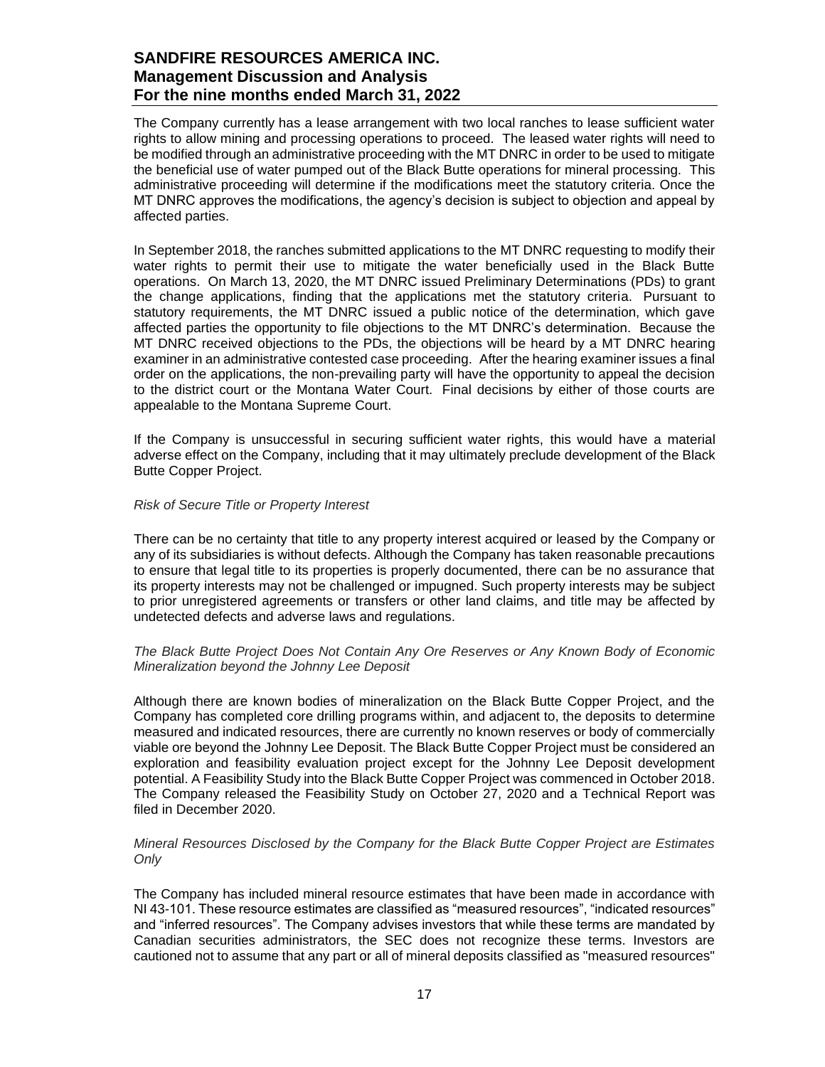The Company currently has a lease arrangement with two local ranches to lease sufficient water rights to allow mining and processing operations to proceed. The leased water rights will need to be modified through an administrative proceeding with the MT DNRC in order to be used to mitigate the beneficial use of water pumped out of the Black Butte operations for mineral processing. This administrative proceeding will determine if the modifications meet the statutory criteria. Once the MT DNRC approves the modifications, the agency's decision is subject to objection and appeal by affected parties.

In September 2018, the ranches submitted applications to the MT DNRC requesting to modify their water rights to permit their use to mitigate the water beneficially used in the Black Butte operations. On March 13, 2020, the MT DNRC issued Preliminary Determinations (PDs) to grant the change applications, finding that the applications met the statutory criteria. Pursuant to statutory requirements, the MT DNRC issued a public notice of the determination, which gave affected parties the opportunity to file objections to the MT DNRC's determination. Because the MT DNRC received objections to the PDs, the objections will be heard by a MT DNRC hearing examiner in an administrative contested case proceeding. After the hearing examiner issues a final order on the applications, the non-prevailing party will have the opportunity to appeal the decision to the district court or the Montana Water Court. Final decisions by either of those courts are appealable to the Montana Supreme Court.

If the Company is unsuccessful in securing sufficient water rights, this would have a material adverse effect on the Company, including that it may ultimately preclude development of the Black Butte Copper Project.

*Risk of Secure Title or Property Interest*

There can be no certainty that title to any property interest acquired or leased by the Company or any of its subsidiaries is without defects. Although the Company has taken reasonable precautions to ensure that legal title to its properties is properly documented, there can be no assurance that its property interests may not be challenged or impugned. Such property interests may be subject to prior unregistered agreements or transfers or other land claims, and title may be affected by undetected defects and adverse laws and regulations.

*The Black Butte Project Does Not Contain Any Ore Reserves or Any Known Body of Economic Mineralization beyond the Johnny Lee Deposit*

Although there are known bodies of mineralization on the Black Butte Copper Project, and the Company has completed core drilling programs within, and adjacent to, the deposits to determine measured and indicated resources, there are currently no known reserves or body of commercially viable ore beyond the Johnny Lee Deposit. The Black Butte Copper Project must be considered an exploration and feasibility evaluation project except for the Johnny Lee Deposit development potential. A Feasibility Study into the Black Butte Copper Project was commenced in October 2018. The Company released the Feasibility Study on October 27, 2020 and a Technical Report was filed in December 2020.

*Mineral Resources Disclosed by the Company for the Black Butte Copper Project are Estimates Only*

The Company has included mineral resource estimates that have been made in accordance with NI 43-101. These resource estimates are classified as "measured resources", "indicated resources" and "inferred resources". The Company advises investors that while these terms are mandated by Canadian securities administrators, the SEC does not recognize these terms. Investors are cautioned not to assume that any part or all of mineral deposits classified as "measured resources"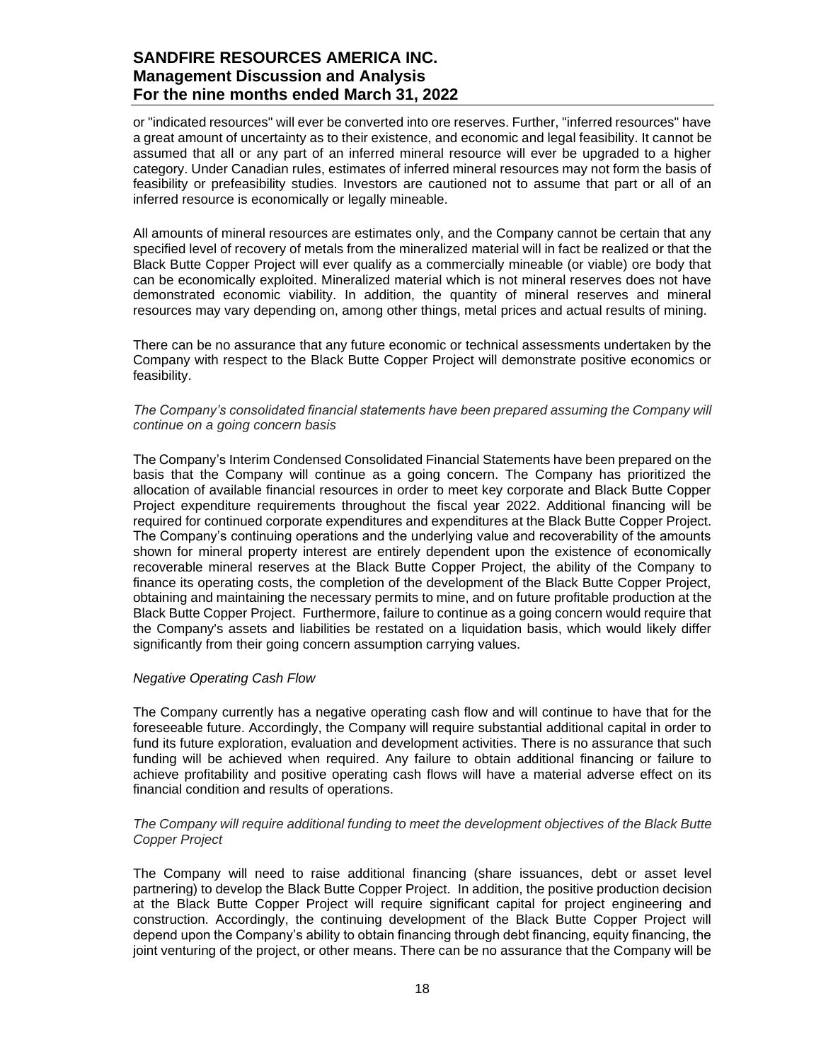or "indicated resources" will ever be converted into ore reserves. Further, "inferred resources" have a great amount of uncertainty as to their existence, and economic and legal feasibility. It cannot be assumed that all or any part of an inferred mineral resource will ever be upgraded to a higher category. Under Canadian rules, estimates of inferred mineral resources may not form the basis of feasibility or prefeasibility studies. Investors are cautioned not to assume that part or all of an inferred resource is economically or legally mineable.

All amounts of mineral resources are estimates only, and the Company cannot be certain that any specified level of recovery of metals from the mineralized material will in fact be realized or that the Black Butte Copper Project will ever qualify as a commercially mineable (or viable) ore body that can be economically exploited. Mineralized material which is not mineral reserves does not have demonstrated economic viability. In addition, the quantity of mineral reserves and mineral resources may vary depending on, among other things, metal prices and actual results of mining.

There can be no assurance that any future economic or technical assessments undertaken by the Company with respect to the Black Butte Copper Project will demonstrate positive economics or feasibility.

*The Company's consolidated financial statements have been prepared assuming the Company will continue on a going concern basis*

The Company's Interim Condensed Consolidated Financial Statements have been prepared on the basis that the Company will continue as a going concern. The Company has prioritized the allocation of available financial resources in order to meet key corporate and Black Butte Copper Project expenditure requirements throughout the fiscal year 2022. Additional financing will be required for continued corporate expenditures and expenditures at the Black Butte Copper Project. The Company's continuing operations and the underlying value and recoverability of the amounts shown for mineral property interest are entirely dependent upon the existence of economically recoverable mineral reserves at the Black Butte Copper Project, the ability of the Company to finance its operating costs, the completion of the development of the Black Butte Copper Project, obtaining and maintaining the necessary permits to mine, and on future profitable production at the Black Butte Copper Project. Furthermore, failure to continue as a going concern would require that the Company's assets and liabilities be restated on a liquidation basis, which would likely differ significantly from their going concern assumption carrying values.

*Negative Operating Cash Flow*

The Company currently has a negative operating cash flow and will continue to have that for the foreseeable future. Accordingly, the Company will require substantial additional capital in order to fund its future exploration, evaluation and development activities. There is no assurance that such funding will be achieved when required. Any failure to obtain additional financing or failure to achieve profitability and positive operating cash flows will have a material adverse effect on its financial condition and results of operations.

*The Company will require additional funding to meet the development objectives of the Black Butte Copper Project*

The Company will need to raise additional financing (share issuances, debt or asset level partnering) to develop the Black Butte Copper Project. In addition, the positive production decision at the Black Butte Copper Project will require significant capital for project engineering and construction. Accordingly, the continuing development of the Black Butte Copper Project will depend upon the Company's ability to obtain financing through debt financing, equity financing, the joint venturing of the project, or other means. There can be no assurance that the Company will be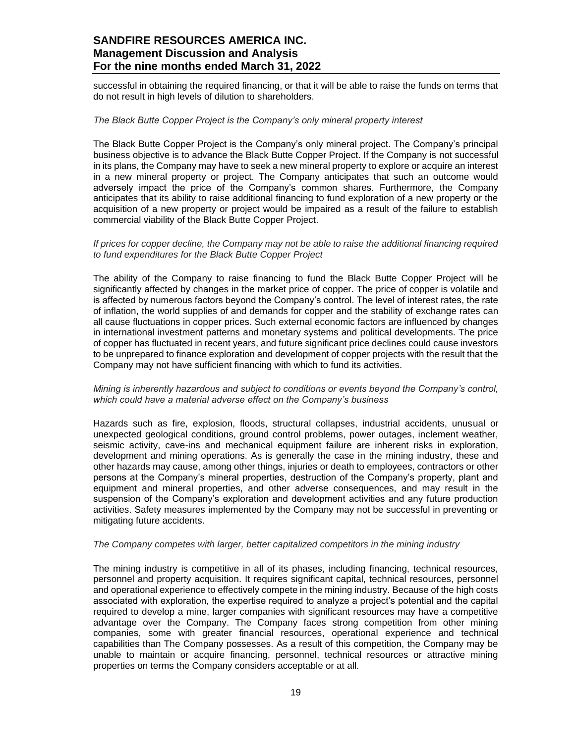successful in obtaining the required financing, or that it will be able to raise the funds on terms that do not result in high levels of dilution to shareholders.

*The Black Butte Copper Project is the Company's only mineral property interest*

The Black Butte Copper Project is the Company's only mineral project. The Company's principal business objective is to advance the Black Butte Copper Project. If the Company is not successful in its plans, the Company may have to seek a new mineral property to explore or acquire an interest in a new mineral property or project. The Company anticipates that such an outcome would adversely impact the price of the Company's common shares. Furthermore, the Company anticipates that its ability to raise additional financing to fund exploration of a new property or the acquisition of a new property or project would be impaired as a result of the failure to establish commercial viability of the Black Butte Copper Project.

*If prices for copper decline, the Company may not be able to raise the additional financing required to fund expenditures for the Black Butte Copper Project*

The ability of the Company to raise financing to fund the Black Butte Copper Project will be significantly affected by changes in the market price of copper. The price of copper is volatile and is affected by numerous factors beyond the Company's control. The level of interest rates, the rate of inflation, the world supplies of and demands for copper and the stability of exchange rates can all cause fluctuations in copper prices. Such external economic factors are influenced by changes in international investment patterns and monetary systems and political developments. The price of copper has fluctuated in recent years, and future significant price declines could cause investors to be unprepared to finance exploration and development of copper projects with the result that the Company may not have sufficient financing with which to fund its activities.

*Mining is inherently hazardous and subject to conditions or events beyond the Company's control, which could have a material adverse effect on the Company's business*

Hazards such as fire, explosion, floods, structural collapses, industrial accidents, unusual or unexpected geological conditions, ground control problems, power outages, inclement weather, seismic activity, cave-ins and mechanical equipment failure are inherent risks in exploration, development and mining operations. As is generally the case in the mining industry, these and other hazards may cause, among other things, injuries or death to employees, contractors or other persons at the Company's mineral properties, destruction of the Company's property, plant and equipment and mineral properties, and other adverse consequences, and may result in the suspension of the Company's exploration and development activities and any future production activities. Safety measures implemented by the Company may not be successful in preventing or mitigating future accidents.

*The Company competes with larger, better capitalized competitors in the mining industry*

The mining industry is competitive in all of its phases, including financing, technical resources, personnel and property acquisition. It requires significant capital, technical resources, personnel and operational experience to effectively compete in the mining industry. Because of the high costs associated with exploration, the expertise required to analyze a project's potential and the capital required to develop a mine, larger companies with significant resources may have a competitive advantage over the Company. The Company faces strong competition from other mining companies, some with greater financial resources, operational experience and technical capabilities than The Company possesses. As a result of this competition, the Company may be unable to maintain or acquire financing, personnel, technical resources or attractive mining properties on terms the Company considers acceptable or at all.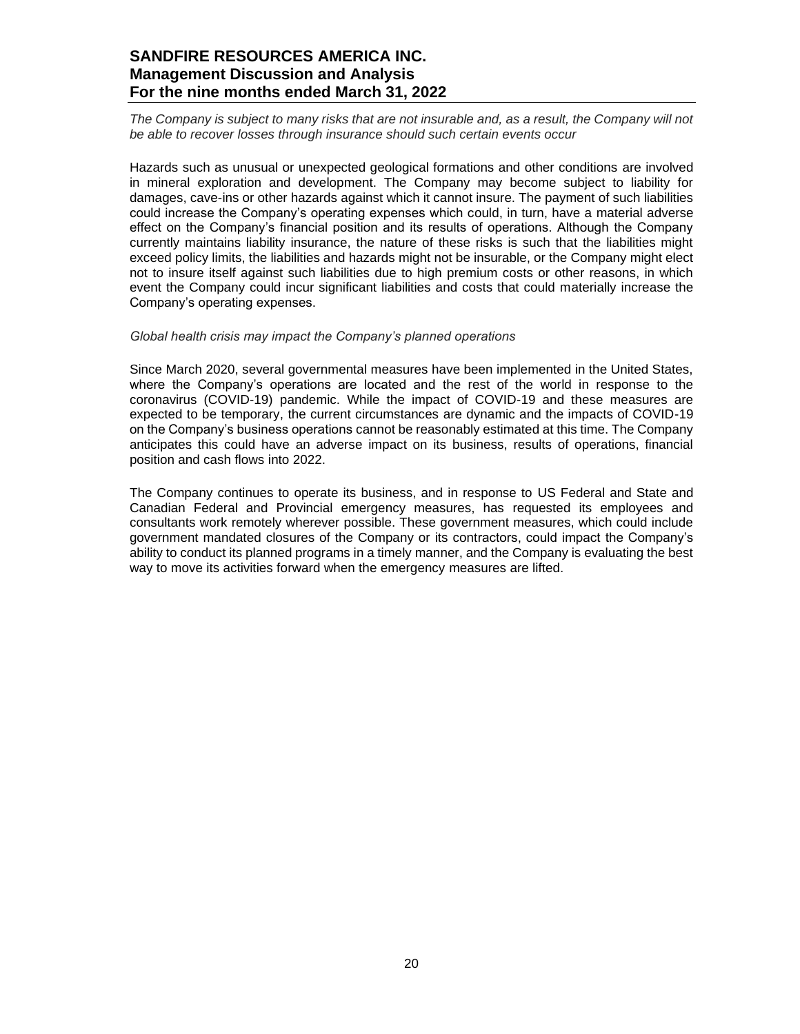*The Company is subject to many risks that are not insurable and, as a result, the Company will not be able to recover losses through insurance should such certain events occur*

Hazards such as unusual or unexpected geological formations and other conditions are involved in mineral exploration and development. The Company may become subject to liability for damages, cave-ins or other hazards against which it cannot insure. The payment of such liabilities could increase the Company's operating expenses which could, in turn, have a material adverse effect on the Company's financial position and its results of operations. Although the Company currently maintains liability insurance, the nature of these risks is such that the liabilities might exceed policy limits, the liabilities and hazards might not be insurable, or the Company might elect not to insure itself against such liabilities due to high premium costs or other reasons, in which event the Company could incur significant liabilities and costs that could materially increase the Company's operating expenses.

*Global health crisis may impact the Company's planned operations*

Since March 2020, several governmental measures have been implemented in the United States, where the Company's operations are located and the rest of the world in response to the coronavirus (COVID-19) pandemic. While the impact of COVID-19 and these measures are expected to be temporary, the current circumstances are dynamic and the impacts of COVID-19 on the Company's business operations cannot be reasonably estimated at this time. The Company anticipates this could have an adverse impact on its business, results of operations, financial position and cash flows into 2022.

The Company continues to operate its business, and in response to US Federal and State and Canadian Federal and Provincial emergency measures, has requested its employees and consultants work remotely wherever possible. These government measures, which could include government mandated closures of the Company or its contractors, could impact the Company's ability to conduct its planned programs in a timely manner, and the Company is evaluating the best way to move its activities forward when the emergency measures are lifted.